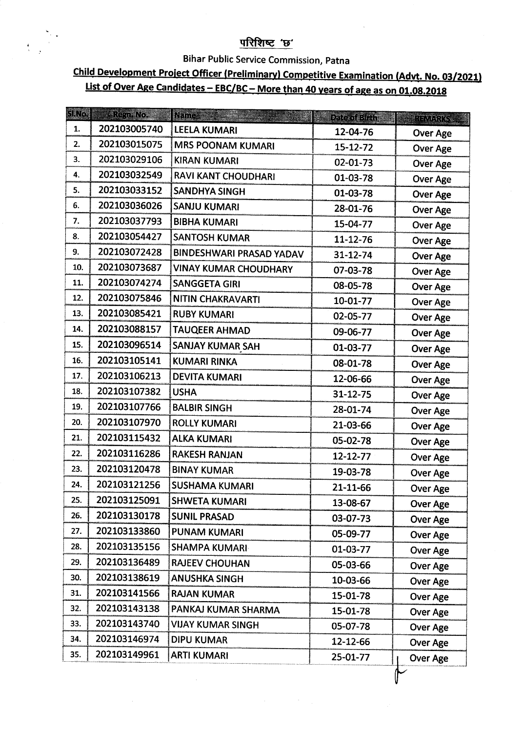परिशिष्ट 'छ'

Bihar Public Service Commission, Patna

## Child Development Project Officer (Preliminary) Competitive Examination (Advt. No. 03/2021)

## List of Over Age Candidates – EBC/BC – More than 40 years of age as on 01.08.2018

| Sl.No. | Regn. No. | Name | Date of Birth | REMARKS |
|---|---|---|---|---|
| 1. | 202103005740 | LEELA KUMARI | 12-04-76 | Over Age |
| 2. | 202103015075 | MRS POONAM KUMARI | 15-12-72 | Over Age |
| 3. | 202103029106 | KIRAN KUMARI | 02-01-73 | Over Age |
| 4. | 202103032549 | RAVI KANT CHOUDHARI | 01-03-78 | Over Age |
| 5. | 202103033152 | SANDHYA SINGH | 01-03-78 | Over Age |
| 6. | 202103036026 | SANJU KUMARI | 28-01-76 | Over Age |
| 7. | 202103037793 | BIBHA KUMARI | 15-04-77 | Over Age |
| 8. | 202103054427 | SANTOSH KUMAR | 11-12-76 | Over Age |
| 9. | 202103072428 | BINDESHWARI PRASAD YADAV | 31-12-74 | Over Age |
| 10. | 202103073687 | VINAY KUMAR CHOUDHARY | 07-03-78 | Over Age |
| 11. | 202103074274 | SANGGETA GIRI | 08-05-78 | Over Age |
| 12. | 202103075846 | NITIN CHAKRAVARTI | 10-01-77 | Over Age |
| 13. | 202103085421 | RUBY KUMARI | 02-05-77 | Over Age |
| 14. | 202103088157 | TAUQEER AHMAD | 09-06-77 | Over Age |
| 15. | 202103096514 | SANJAY KUMAR SAH | 01-03-77 | Over Age |
| 16. | 202103105141 | KUMARI RINKA | 08-01-78 | Over Age |
| 17. | 202103106213 | DEVITA KUMARI | 12-06-66 | Over Age |
| 18. | 202103107382 | USHA | 31-12-75 | Over Age |
| 19. | 202103107766 | BALBIR SINGH | 28-01-74 | Over Age |
| 20. | 202103107970 | ROLLY KUMARI | 21-03-66 | Over Age |
| 21. | 202103115432 | ALKA KUMARI | 05-02-78 | Over Age |
| 22. | 202103116286 | RAKESH RANJAN | 12-12-77 | Over Age |
| 23. | 202103120478 | BINAY KUMAR | 19-03-78 | Over Age |
| 24. | 202103121256 | SUSHAMA KUMARI | 21-11-66 | Over Age |
| 25. | 202103125091 | SHWETA KUMARI | 13-08-67 | Over Age |
| 26. | 202103130178 | SUNIL PRASAD | 03-07-73 | Over Age |
| 27. | 202103133860 | PUNAM KUMARI | 05-09-77 | Over Age |
| 28. | 202103135156 | SHAMPA KUMARI | 01-03-77 | Over Age |
| 29. | 202103136489 | RAJEEV CHOUHAN | 05-03-66 | Over Age |
| 30. | 202103138619 | ANUSHKA SINGH | 10-03-66 | Over Age |
| 31. | 202103141566 | RAJAN KUMAR | 15-01-78 | Over Age |
| 32. | 202103143138 | PANKAJ KUMAR SHARMA | 15-01-78 | Over Age |
| 33. | 202103143740 | VIJAY KUMAR SINGH | 05-07-78 | Over Age |
| 34. | 202103146974 | DIPU KUMAR | 12-12-66 | Over Age |
| 35. | 202103149961 | ARTI KUMARI | 25-01-77 | Over Age |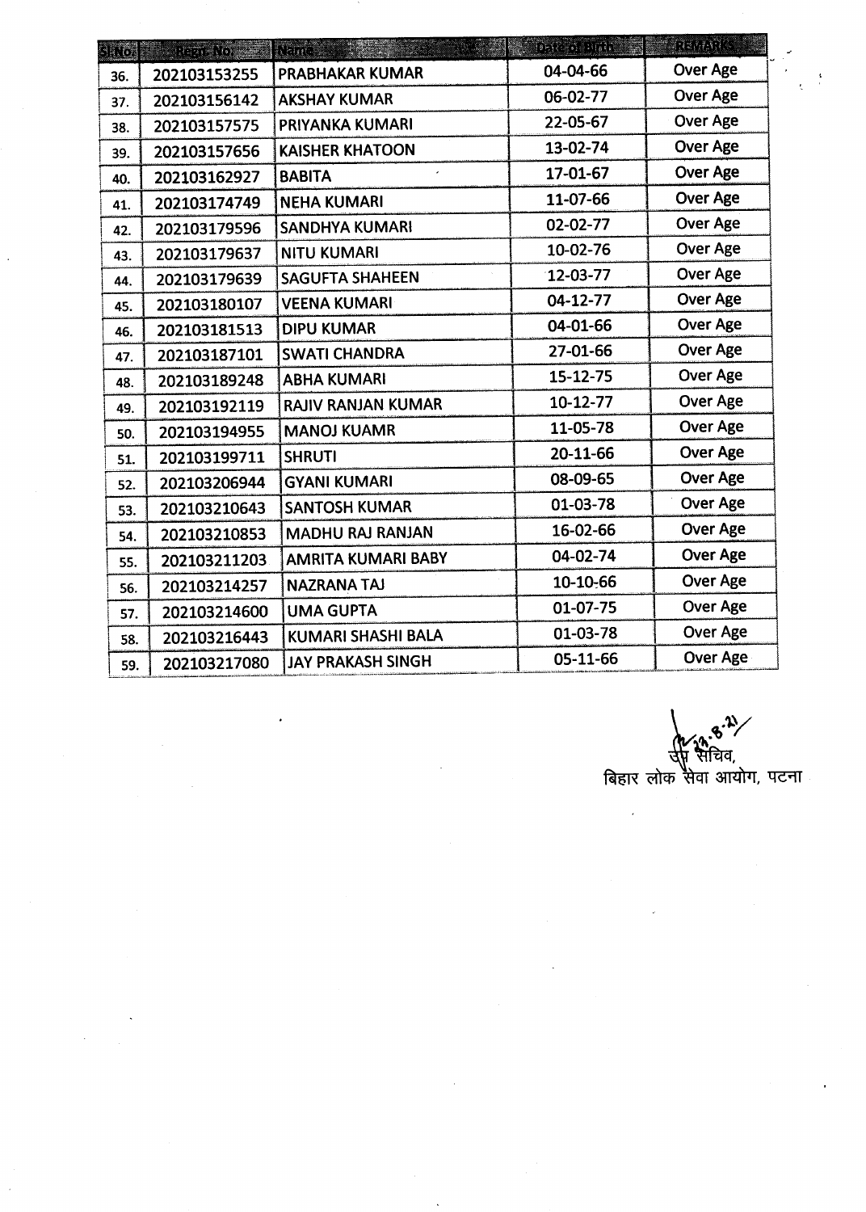| Sl.No. | Regn. No. | Name | Date of Birth | REMARKS |
|---|---|---|---|---|
| 36. | 202103153255 | PRABHAKAR KUMAR | 04-04-66 | Over Age |
| 37. | 202103156142 | AKSHAY KUMAR | 06-02-77 | Over Age |
| 38. | 202103157575 | PRIYANKA KUMARI | 22-05-67 | Over Age |
| 39. | 202103157656 | KAISHER KHATOON | 13-02-74 | Over Age |
| 40. | 202103162927 | BABITA | 17-01-67 | Over Age |
| 41. | 202103174749 | NEHA KUMARI | 11-07-66 | Over Age |
| 42. | 202103179596 | SANDHYA KUMARI | 02-02-77 | Over Age |
| 43. | 202103179637 | NITU KUMARI | 10-02-76 | Over Age |
| 44. | 202103179639 | SAGUFTA SHAHEEN | 12-03-77 | Over Age |
| 45. | 202103180107 | VEENA KUMARI | 04-12-77 | Over Age |
| 46. | 202103181513 | DIPU KUMAR | 04-01-66 | Over Age |
| 47. | 202103187101 | SWATI CHANDRA | 27-01-66 | Over Age |
| 48. | 202103189248 | ABHA KUMARI | 15-12-75 | Over Age |
| 49. | 202103192119 | RAJIV RANJAN KUMAR | 10-12-77 | Over Age |
| 50. | 202103194955 | MANOJ KUAMR | 11-05-78 | Over Age |
| 51. | 202103199711 | SHRUTI | 20-11-66 | Over Age |
| 52. | 202103206944 | GYANI KUMARI | 08-09-65 | Over Age |
| 53. | 202103210643 | SANTOSH KUMAR | 01-03-78 | Over Age |
| 54. | 202103210853 | MADHU RAJ RANJAN | 16-02-66 | Over Age |
| 55. | 202103211203 | AMRITA KUMARI BABY | 04-02-74 | Over Age |
| 56. | 202103214257 | NAZRANA TAJ | 10-10-66 | Over Age |
| 57. | 202103214600 | UMA GUPTA | 01-07-75 | Over Age |
| 58. | 202103216443 | KUMARI SHASHI BALA | 01-03-78 | Over Age |
| 59. | 202103217080 | JAY PRAKASH SINGH | 05-11-66 | Over Age |

23.8.21

उप सचिव,
बिहार लोक सेवा आयोग, पटना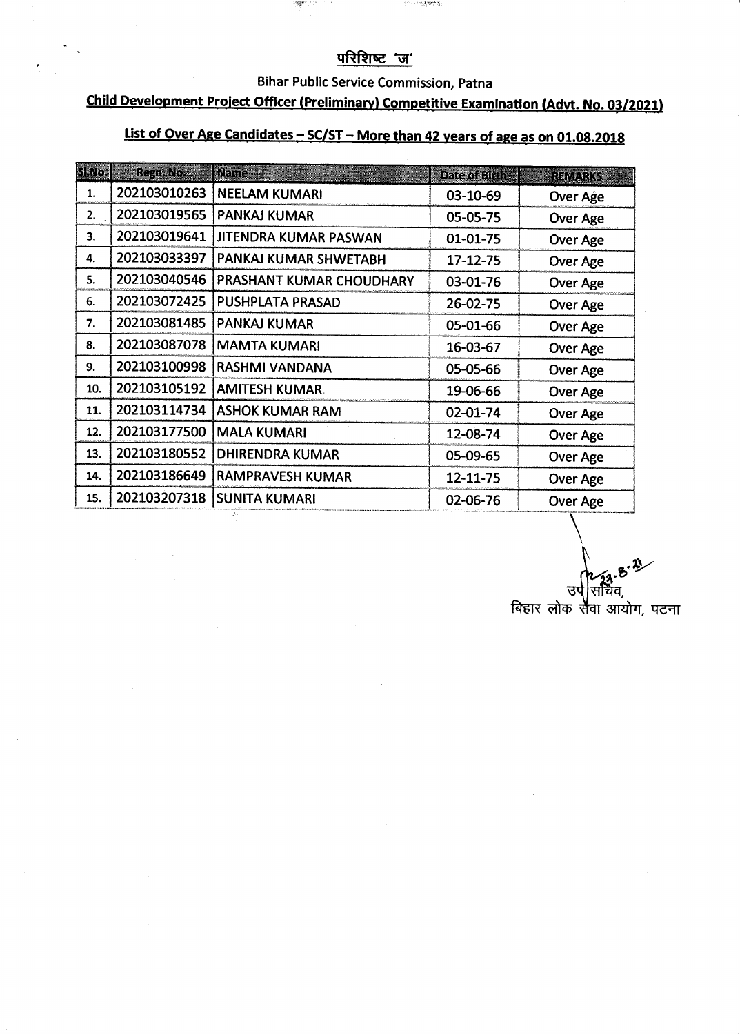## परिशिष्ट 'ज'

Bihar Public Service Commission, Patna

**Child Development Project Officer (Preliminary) Competitive Examination (Advt. No. 03/2021)**

**List of Over Age Candidates – SC/ST – More than 42 years of age as on 01.08.2018**

| Sl.No. | Regn. No. | Name | Date of Birth | REMARKS |
|---|---|---|---|---|
| 1. | 202103010263 | NEELAM KUMARI | 03-10-69 | Over Age |
| 2. | 202103019565 | PANKAJ KUMAR | 05-05-75 | Over Age |
| 3. | 202103019641 | JITENDRA KUMAR PASWAN | 01-01-75 | Over Age |
| 4. | 202103033397 | PANKAJ KUMAR SHWETABH | 17-12-75 | Over Age |
| 5. | 202103040546 | PRASHANT KUMAR CHOUDHARY | 03-01-76 | Over Age |
| 6. | 202103072425 | PUSHPLATA PRASAD | 26-02-75 | Over Age |
| 7. | 202103081485 | PANKAJ KUMAR | 05-01-66 | Over Age |
| 8. | 202103087078 | MAMTA KUMARI | 16-03-67 | Over Age |
| 9. | 202103100998 | RASHMI VANDANA | 05-05-66 | Over Age |
| 10. | 202103105192 | AMITESH KUMAR | 19-06-66 | Over Age |
| 11. | 202103114734 | ASHOK KUMAR RAM | 02-01-74 | Over Age |
| 12. | 202103177500 | MALA KUMARI | 12-08-74 | Over Age |
| 13. | 202103180552 | DHIRENDRA KUMAR | 05-09-65 | Over Age |
| 14. | 202103186649 | RAMPRAVESH KUMAR | 12-11-75 | Over Age |
| 15. | 202103207318 | SUNITA KUMARI | 02-06-76 | Over Age |

23.8.21

उप सचिव,
बिहार लोक सेवा आयोग, पटना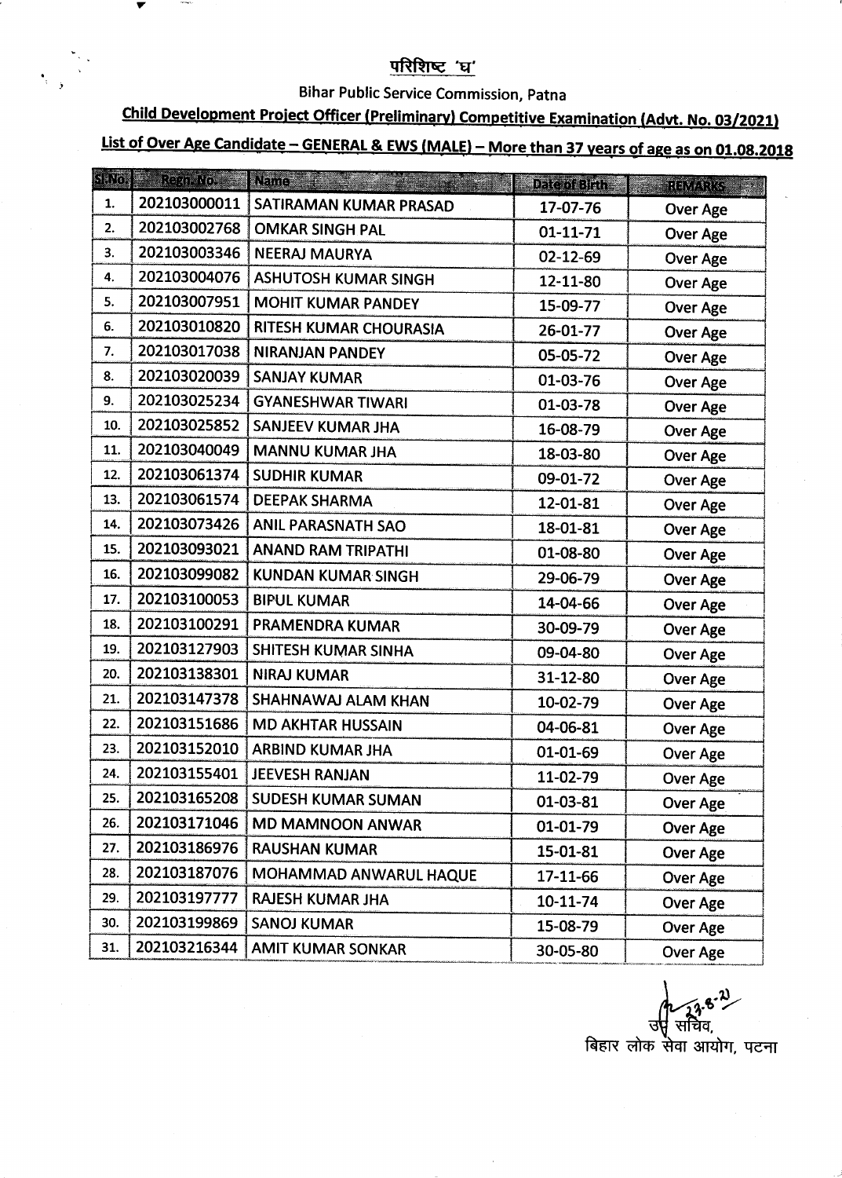परिशिष्ट 'घ'

Bihar Public Service Commission, Patna

**Child Development Project Officer (Preliminary) Competitive Examination (Advt. No. 03/2021)**

**List of Over Age Candidate – GENERAL & EWS (MALE) – More than 37 years of age as on 01.08.2018**

| Sl.No. | Regn. No. | Name | Date of Birth | REMARKS |
|---|---|---|---|---|
| 1. | 202103000011 | SATIRAMAN KUMAR PRASAD | 17-07-76 | Over Age |
| 2. | 202103002768 | OMKAR SINGH PAL | 01-11-71 | Over Age |
| 3. | 202103003346 | NEERAJ MAURYA | 02-12-69 | Over Age |
| 4. | 202103004076 | ASHUTOSH KUMAR SINGH | 12-11-80 | Over Age |
| 5. | 202103007951 | MOHIT KUMAR PANDEY | 15-09-77 | Over Age |
| 6. | 202103010820 | RITESH KUMAR CHOURASIA | 26-01-77 | Over Age |
| 7. | 202103017038 | NIRANJAN PANDEY | 05-05-72 | Over Age |
| 8. | 202103020039 | SANJAY KUMAR | 01-03-76 | Over Age |
| 9. | 202103025234 | GYANESHWAR TIWARI | 01-03-78 | Over Age |
| 10. | 202103025852 | SANJEEV KUMAR JHA | 16-08-79 | Over Age |
| 11. | 202103040049 | MANNU KUMAR JHA | 18-03-80 | Over Age |
| 12. | 202103061374 | SUDHIR KUMAR | 09-01-72 | Over Age |
| 13. | 202103061574 | DEEPAK SHARMA | 12-01-81 | Over Age |
| 14. | 202103073426 | ANIL PARASNATH SAO | 18-01-81 | Over Age |
| 15. | 202103093021 | ANAND RAM TRIPATHI | 01-08-80 | Over Age |
| 16. | 202103099082 | KUNDAN KUMAR SINGH | 29-06-79 | Over Age |
| 17. | 202103100053 | BIPUL KUMAR | 14-04-66 | Over Age |
| 18. | 202103100291 | PRAMENDRA KUMAR | 30-09-79 | Over Age |
| 19. | 202103127903 | SHITESH KUMAR SINHA | 09-04-80 | Over Age |
| 20. | 202103138301 | NIRAJ KUMAR | 31-12-80 | Over Age |
| 21. | 202103147378 | SHAHNAWAJ ALAM KHAN | 10-02-79 | Over Age |
| 22. | 202103151686 | MD AKHTAR HUSSAIN | 04-06-81 | Over Age |
| 23. | 202103152010 | ARBIND KUMAR JHA | 01-01-69 | Over Age |
| 24. | 202103155401 | JEEVESH RANJAN | 11-02-79 | Over Age |
| 25. | 202103165208 | SUDESH KUMAR SUMAN | 01-03-81 | Over Age |
| 26. | 202103171046 | MD MAMNOON ANWAR | 01-01-79 | Over Age |
| 27. | 202103186976 | RAUSHAN KUMAR | 15-01-81 | Over Age |
| 28. | 202103187076 | MOHAMMAD ANWARUL HAQUE | 17-11-66 | Over Age |
| 29. | 202103197777 | RAJESH KUMAR JHA | 10-11-74 | Over Age |
| 30. | 202103199869 | SANOJ KUMAR | 15-08-79 | Over Age |
| 31. | 202103216344 | AMIT KUMAR SONKAR | 30-05-80 | Over Age |

23.8.21

उप सचिव,
बिहार लोक सेवा आयोग, पटना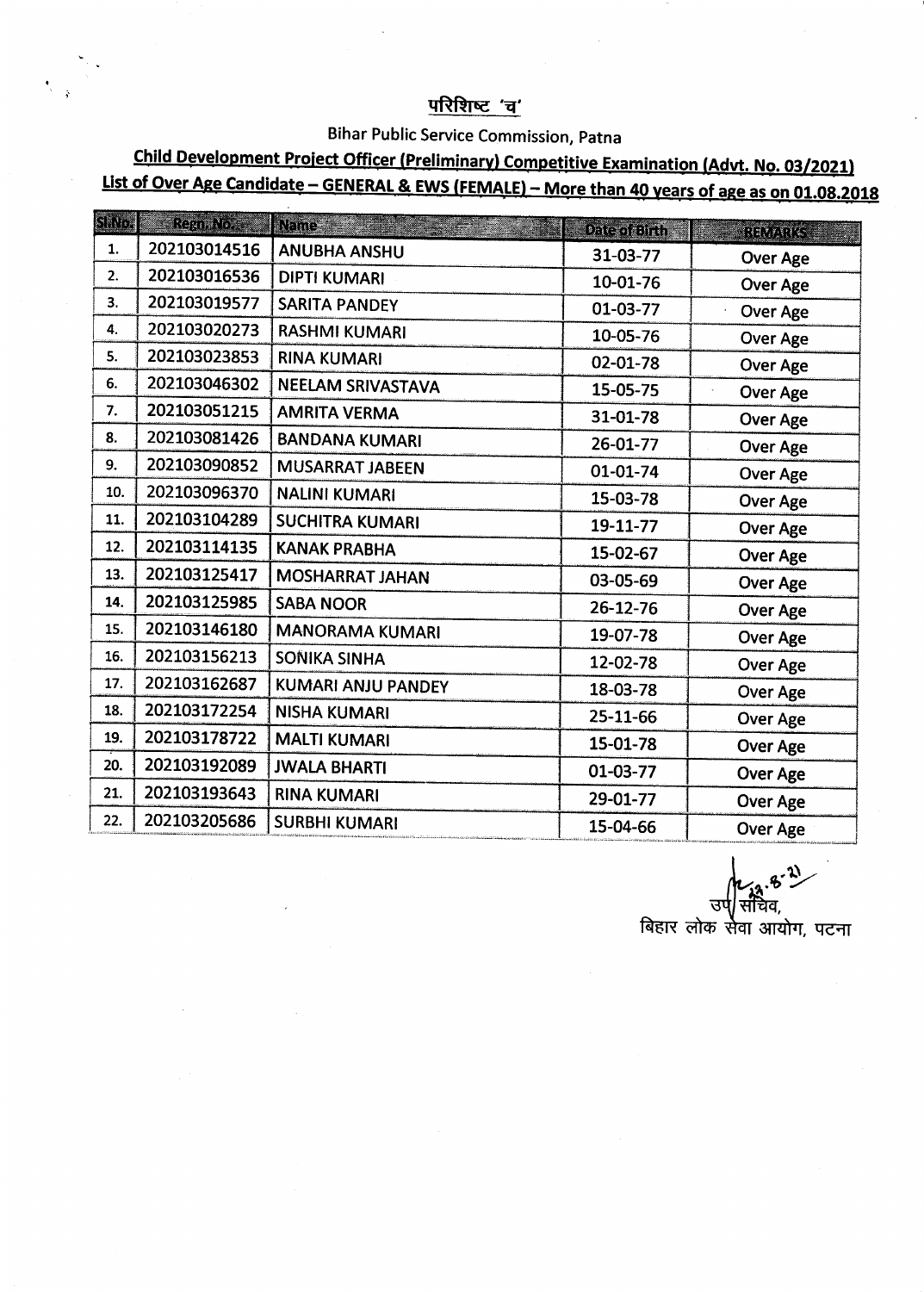परिशिष्ट 'च'

Bihar Public Service Commission, Patna

**Child Development Project Officer (Preliminary) Competitive Examination (Advt. No. 03/2021)**

**List of Over Age Candidate – GENERAL & EWS (FEMALE) – More than 40 years of age as on 01.08.2018**

| Sl.No. | Regn. No. | Name | Date of Birth | REMARKS |
|---|---|---|---|---|
| 1. | 202103014516 | ANUBHA ANSHU | 31-03-77 | Over Age |
| 2. | 202103016536 | DIPTI KUMARI | 10-01-76 | Over Age |
| 3. | 202103019577 | SARITA PANDEY | 01-03-77 | Over Age |
| 4. | 202103020273 | RASHMI KUMARI | 10-05-76 | Over Age |
| 5. | 202103023853 | RINA KUMARI | 02-01-78 | Over Age |
| 6. | 202103046302 | NEELAM SRIVASTAVA | 15-05-75 | Over Age |
| 7. | 202103051215 | AMRITA VERMA | 31-01-78 | Over Age |
| 8. | 202103081426 | BANDANA KUMARI | 26-01-77 | Over Age |
| 9. | 202103090852 | MUSARRAT JABEEN | 01-01-74 | Over Age |
| 10. | 202103096370 | NALINI KUMARI | 15-03-78 | Over Age |
| 11. | 202103104289 | SUCHITRA KUMARI | 19-11-77 | Over Age |
| 12. | 202103114135 | KANAK PRABHA | 15-02-67 | Over Age |
| 13. | 202103125417 | MOSHARRAT JAHAN | 03-05-69 | Over Age |
| 14. | 202103125985 | SABA NOOR | 26-12-76 | Over Age |
| 15. | 202103146180 | MANORAMA KUMARI | 19-07-78 | Over Age |
| 16. | 202103156213 | SONIKA SINHA | 12-02-78 | Over Age |
| 17. | 202103162687 | KUMARI ANJU PANDEY | 18-03-78 | Over Age |
| 18. | 202103172254 | NISHA KUMARI | 25-11-66 | Over Age |
| 19. | 202103178722 | MALTI KUMARI | 15-01-78 | Over Age |
| 20. | 202103192089 | JWALA BHARTI | 01-03-77 | Over Age |
| 21. | 202103193643 | RINA KUMARI | 29-01-77 | Over Age |
| 22. | 202103205686 | SURBHI KUMARI | 15-04-66 | Over Age |

23.8.21

उप सचिव,
बिहार लोक सेवा आयोग, पटना